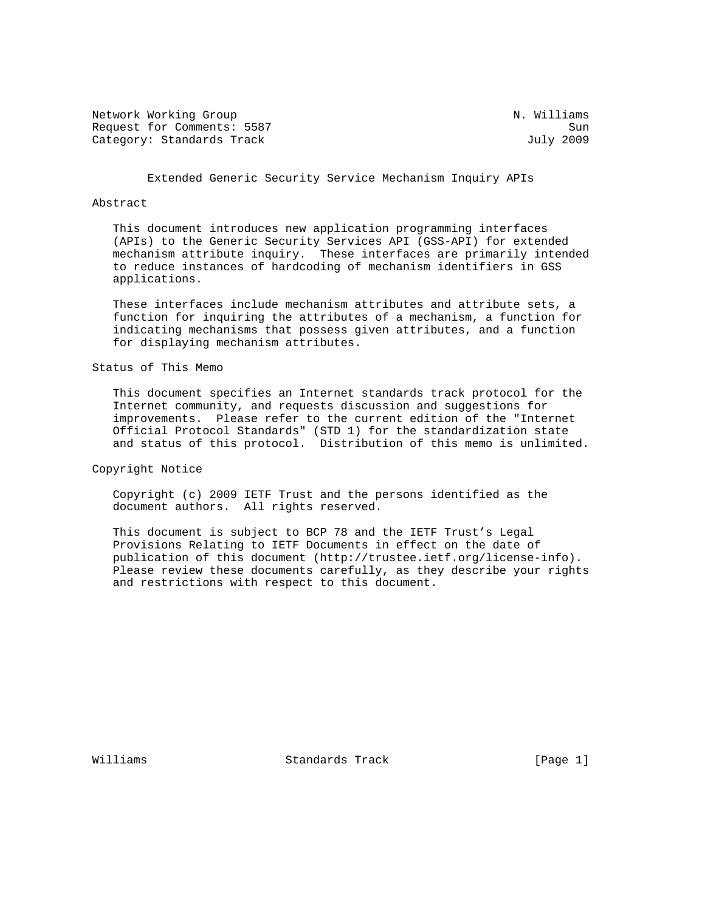Network Working Group N. Williams
Request for Comments: 5587 Sun
Category: Standards Track July 2009

# Extended Generic Security Service Mechanism Inquiry APIs

## Abstract

This document introduces new application programming interfaces (APIs) to the Generic Security Services API (GSS-API) for extended mechanism attribute inquiry. These interfaces are primarily intended to reduce instances of hardcoding of mechanism identifiers in GSS applications.

These interfaces include mechanism attributes and attribute sets, a function for inquiring the attributes of a mechanism, a function for indicating mechanisms that possess given attributes, and a function for displaying mechanism attributes.

## Status of This Memo

This document specifies an Internet standards track protocol for the Internet community, and requests discussion and suggestions for improvements. Please refer to the current edition of the "Internet Official Protocol Standards" (STD 1) for the standardization state and status of this protocol. Distribution of this memo is unlimited.

## Copyright Notice

Copyright (c) 2009 IETF Trust and the persons identified as the document authors. All rights reserved.

This document is subject to BCP 78 and the IETF Trust's Legal Provisions Relating to IETF Documents in effect on the date of publication of this document (http://trustee.ietf.org/license-info). Please review these documents carefully, as they describe your rights and restrictions with respect to this document.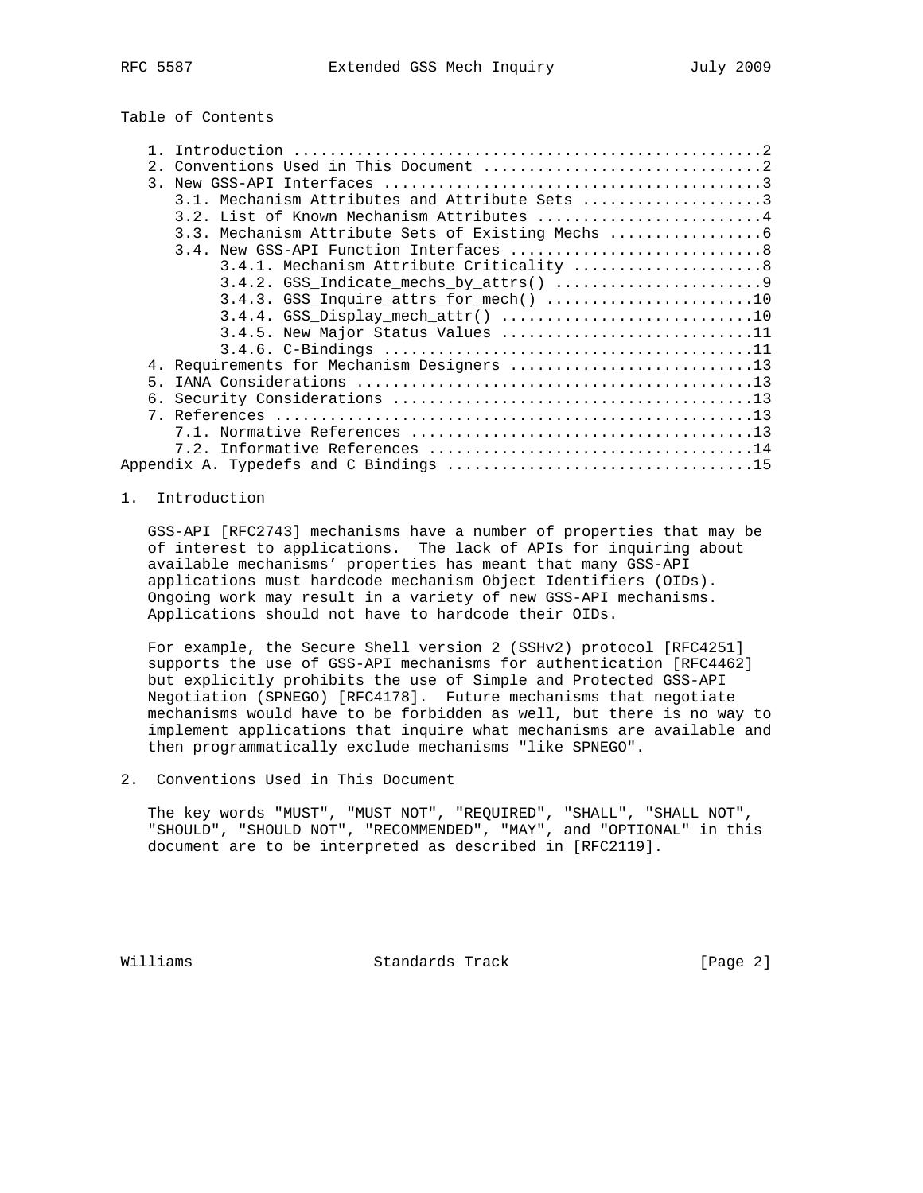Table of Contents

```
   1. Introduction ....................................................2
   2. Conventions Used in This Document ...............................2
   3. New GSS-API Interfaces ..........................................3
      3.1. Mechanism Attributes and Attribute Sets ....................3
      3.2. List of Known Mechanism Attributes .........................4
      3.3. Mechanism Attribute Sets of Existing Mechs .................6
      3.4. New GSS-API Function Interfaces ............................8
           3.4.1. Mechanism Attribute Criticality .....................8
           3.4.2. GSS_Indicate_mechs_by_attrs() .......................9
           3.4.3. GSS_Inquire_attrs_for_mech() .......................10
           3.4.4. GSS_Display_mech_attr() ............................10
           3.4.5. New Major Status Values ............................11
           3.4.6. C-Bindings .........................................11
   4. Requirements for Mechanism Designers ...........................13
   5. IANA Considerations ............................................13
   6. Security Considerations ........................................13
   7. References .....................................................13
      7.1. Normative References ......................................13
      7.2. Informative References ....................................14
Appendix A. Typedefs and C Bindings ..................................15
```

## 1. Introduction

GSS-API [RFC2743] mechanisms have a number of properties that may be of interest to applications. The lack of APIs for inquiring about available mechanisms' properties has meant that many GSS-API applications must hardcode mechanism Object Identifiers (OIDs). Ongoing work may result in a variety of new GSS-API mechanisms. Applications should not have to hardcode their OIDs.

For example, the Secure Shell version 2 (SSHv2) protocol [RFC4251] supports the use of GSS-API mechanisms for authentication [RFC4462] but explicitly prohibits the use of Simple and Protected GSS-API Negotiation (SPNEGO) [RFC4178]. Future mechanisms that negotiate mechanisms would have to be forbidden as well, but there is no way to implement applications that inquire what mechanisms are available and then programmatically exclude mechanisms "like SPNEGO".

## 2. Conventions Used in This Document

The key words "MUST", "MUST NOT", "REQUIRED", "SHALL", "SHALL NOT", "SHOULD", "SHOULD NOT", "RECOMMENDED", "MAY", and "OPTIONAL" in this document are to be interpreted as described in [RFC2119].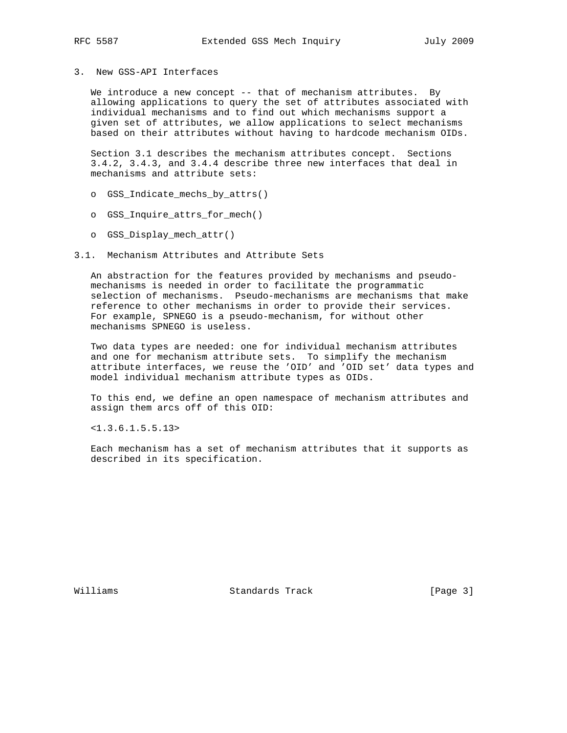## 3. New GSS-API Interfaces

We introduce a new concept -- that of mechanism attributes. By allowing applications to query the set of attributes associated with individual mechanisms and to find out which mechanisms support a given set of attributes, we allow applications to select mechanisms based on their attributes without having to hardcode mechanism OIDs.

Section 3.1 describes the mechanism attributes concept. Sections 3.4.2, 3.4.3, and 3.4.4 describe three new interfaces that deal in mechanisms and attribute sets:

- GSS_Indicate_mechs_by_attrs()
- GSS_Inquire_attrs_for_mech()
- GSS_Display_mech_attr()

### 3.1. Mechanism Attributes and Attribute Sets

An abstraction for the features provided by mechanisms and pseudo-mechanisms is needed in order to facilitate the programmatic selection of mechanisms. Pseudo-mechanisms are mechanisms that make reference to other mechanisms in order to provide their services. For example, SPNEGO is a pseudo-mechanism, for without other mechanisms SPNEGO is useless.

Two data types are needed: one for individual mechanism attributes and one for mechanism attribute sets. To simplify the mechanism attribute interfaces, we reuse the 'OID' and 'OID set' data types and model individual mechanism attribute types as OIDs.

To this end, we define an open namespace of mechanism attributes and assign them arcs off of this OID:

<1.3.6.1.5.5.13>

Each mechanism has a set of mechanism attributes that it supports as described in its specification.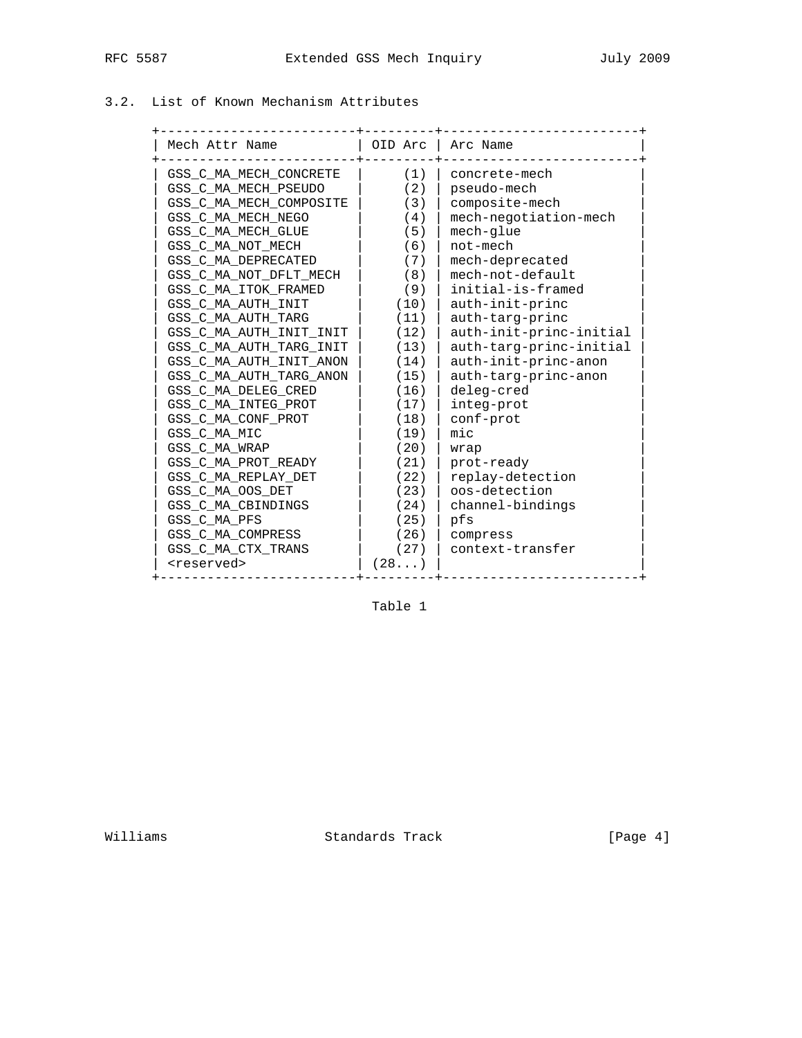## 3.2. List of Known Mechanism Attributes

| Mech Attr Name | OID Arc | Arc Name |
|---|---|---|
| GSS_C_MA_MECH_CONCRETE | (1) | concrete-mech |
| GSS_C_MA_MECH_PSEUDO | (2) | pseudo-mech |
| GSS_C_MA_MECH_COMPOSITE | (3) | composite-mech |
| GSS_C_MA_MECH_NEGO | (4) | mech-negotiation-mech |
| GSS_C_MA_MECH_GLUE | (5) | mech-glue |
| GSS_C_MA_NOT_MECH | (6) | not-mech |
| GSS_C_MA_DEPRECATED | (7) | mech-deprecated |
| GSS_C_MA_NOT_DFLT_MECH | (8) | mech-not-default |
| GSS_C_MA_ITOK_FRAMED | (9) | initial-is-framed |
| GSS_C_MA_AUTH_INIT | (10) | auth-init-princ |
| GSS_C_MA_AUTH_TARG | (11) | auth-targ-princ |
| GSS_C_MA_AUTH_INIT_INIT | (12) | auth-init-princ-initial |
| GSS_C_MA_AUTH_TARG_INIT | (13) | auth-targ-princ-initial |
| GSS_C_MA_AUTH_INIT_ANON | (14) | auth-init-princ-anon |
| GSS_C_MA_AUTH_TARG_ANON | (15) | auth-targ-princ-anon |
| GSS_C_MA_DELEG_CRED | (16) | deleg-cred |
| GSS_C_MA_INTEG_PROT | (17) | integ-prot |
| GSS_C_MA_CONF_PROT | (18) | conf-prot |
| GSS_C_MA_MIC | (19) | mic |
| GSS_C_MA_WRAP | (20) | wrap |
| GSS_C_MA_PROT_READY | (21) | prot-ready |
| GSS_C_MA_REPLAY_DET | (22) | replay-detection |
| GSS_C_MA_OOS_DET | (23) | oos-detection |
| GSS_C_MA_CBINDINGS | (24) | channel-bindings |
| GSS_C_MA_PFS | (25) | pfs |
| GSS_C_MA_COMPRESS | (26) | compress |
| GSS_C_MA_CTX_TRANS | (27) | context-transfer |
| <reserved> | (28...) | |

Table 1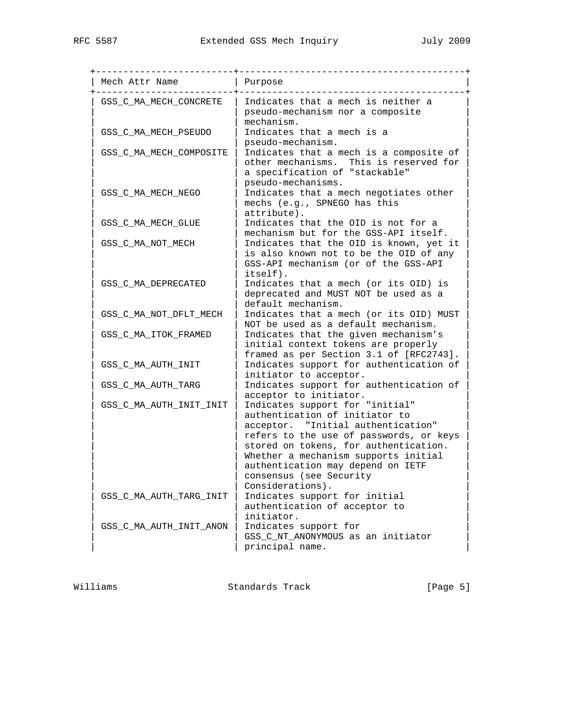| Mech Attr Name | Purpose |
|---|---|
| GSS_C_MA_MECH_CONCRETE | Indicates that a mech is neither a pseudo-mechanism nor a composite mechanism. |
| GSS_C_MA_MECH_PSEUDO | Indicates that a mech is a pseudo-mechanism. |
| GSS_C_MA_MECH_COMPOSITE | Indicates that a mech is a composite of other mechanisms. This is reserved for a specification of "stackable" pseudo-mechanisms. |
| GSS_C_MA_MECH_NEGO | Indicates that a mech negotiates other mechs (e.g., SPNEGO has this attribute). |
| GSS_C_MA_MECH_GLUE | Indicates that the OID is not for a mechanism but for the GSS-API itself. |
| GSS_C_MA_NOT_MECH | Indicates that the OID is known, yet it is also known not to be the OID of any GSS-API mechanism (or of the GSS-API itself). |
| GSS_C_MA_DEPRECATED | Indicates that a mech (or its OID) is deprecated and MUST NOT be used as a default mechanism. |
| GSS_C_MA_NOT_DFLT_MECH | Indicates that a mech (or its OID) MUST NOT be used as a default mechanism. |
| GSS_C_MA_ITOK_FRAMED | Indicates that the given mechanism's initial context tokens are properly framed as per Section 3.1 of [RFC2743]. |
| GSS_C_MA_AUTH_INIT | Indicates support for authentication of initiator to acceptor. |
| GSS_C_MA_AUTH_TARG | Indicates support for authentication of acceptor to initiator. |
| GSS_C_MA_AUTH_INIT_INIT | Indicates support for "initial" authentication of initiator to acceptor. "Initial authentication" refers to the use of passwords, or keys stored on tokens, for authentication. Whether a mechanism supports initial authentication may depend on IETF consensus (see Security Considerations). |
| GSS_C_MA_AUTH_TARG_INIT | Indicates support for initial authentication of acceptor to initiator. |
| GSS_C_MA_AUTH_INIT_ANON | Indicates support for GSS_C_NT_ANONYMOUS as an initiator principal name. |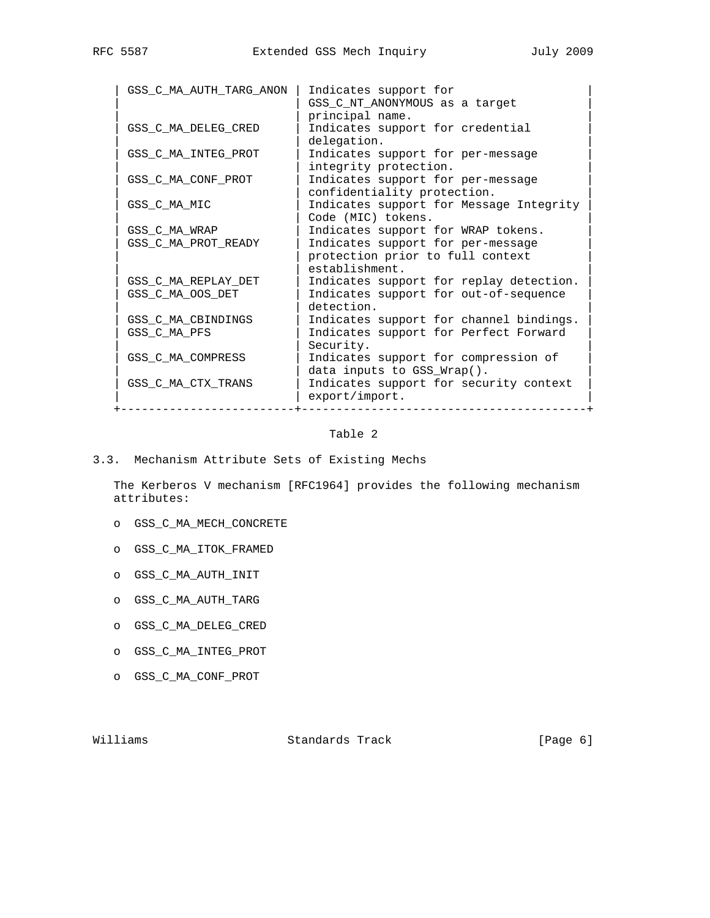| | |
|---|---|
| GSS_C_MA_AUTH_TARG_ANON | Indicates support for GSS_C_NT_ANONYMOUS as a target principal name. |
| GSS_C_MA_DELEG_CRED | Indicates support for credential delegation. |
| GSS_C_MA_INTEG_PROT | Indicates support for per-message integrity protection. |
| GSS_C_MA_CONF_PROT | Indicates support for per-message confidentiality protection. |
| GSS_C_MA_MIC | Indicates support for Message Integrity Code (MIC) tokens. |
| GSS_C_MA_WRAP | Indicates support for WRAP tokens. |
| GSS_C_MA_PROT_READY | Indicates support for per-message protection prior to full context establishment. |
| GSS_C_MA_REPLAY_DET | Indicates support for replay detection. |
| GSS_C_MA_OOS_DET | Indicates support for out-of-sequence detection. |
| GSS_C_MA_CBINDINGS | Indicates support for channel bindings. |
| GSS_C_MA_PFS | Indicates support for Perfect Forward Security. |
| GSS_C_MA_COMPRESS | Indicates support for compression of data inputs to GSS_Wrap(). |
| GSS_C_MA_CTX_TRANS | Indicates support for security context export/import. |

Table 2

### 3.3. Mechanism Attribute Sets of Existing Mechs

The Kerberos V mechanism [RFC1964] provides the following mechanism attributes:

- GSS_C_MA_MECH_CONCRETE
- GSS_C_MA_ITOK_FRAMED
- GSS_C_MA_AUTH_INIT
- GSS_C_MA_AUTH_TARG
- GSS_C_MA_DELEG_CRED
- GSS_C_MA_INTEG_PROT
- GSS_C_MA_CONF_PROT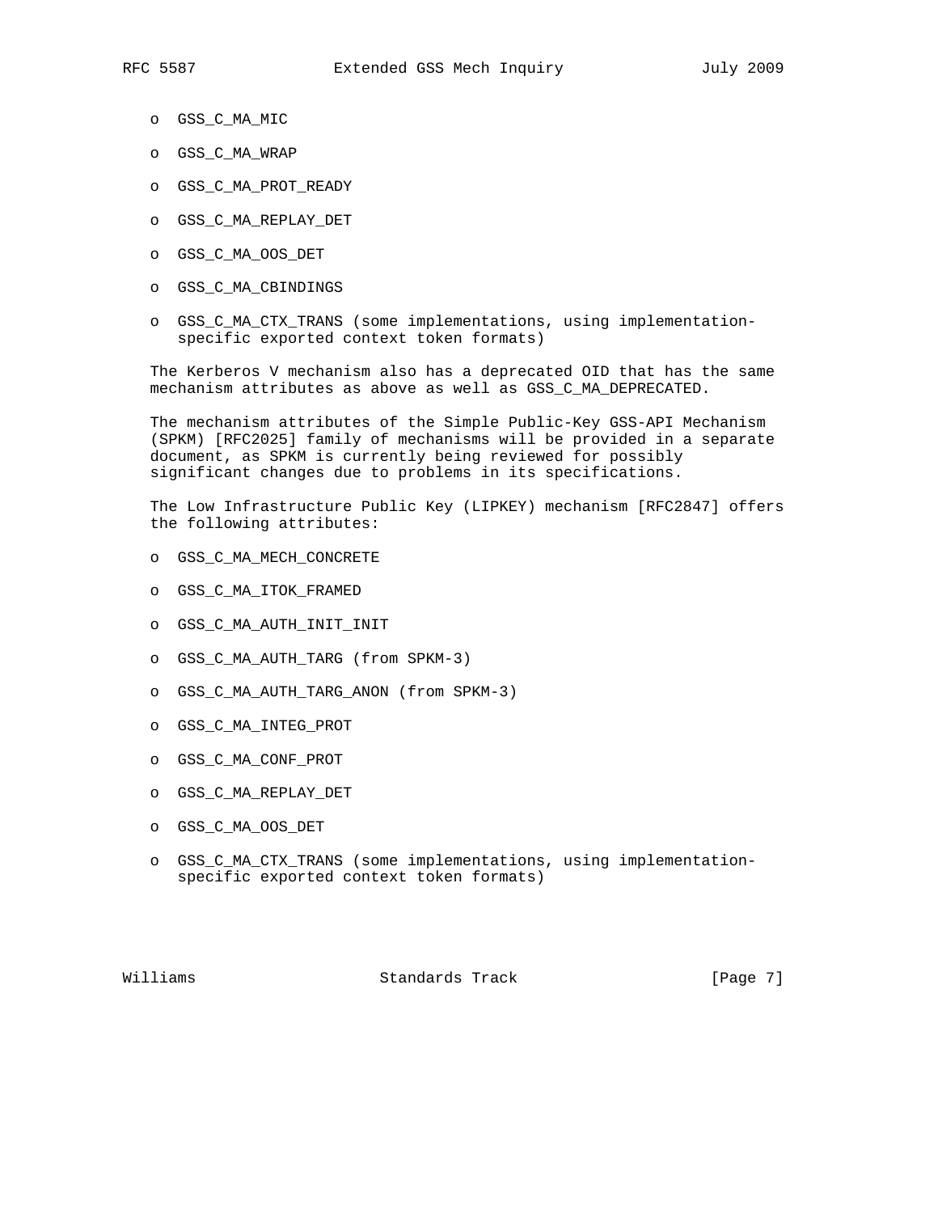- GSS_C_MA_MIC
- GSS_C_MA_WRAP
- GSS_C_MA_PROT_READY
- GSS_C_MA_REPLAY_DET
- GSS_C_MA_OOS_DET
- GSS_C_MA_CBINDINGS
- GSS_C_MA_CTX_TRANS (some implementations, using implementation-specific exported context token formats)

The Kerberos V mechanism also has a deprecated OID that has the same mechanism attributes as above as well as GSS_C_MA_DEPRECATED.

The mechanism attributes of the Simple Public-Key GSS-API Mechanism (SPKM) [RFC2025] family of mechanisms will be provided in a separate document, as SPKM is currently being reviewed for possibly significant changes due to problems in its specifications.

The Low Infrastructure Public Key (LIPKEY) mechanism [RFC2847] offers the following attributes:

- GSS_C_MA_MECH_CONCRETE
- GSS_C_MA_ITOK_FRAMED
- GSS_C_MA_AUTH_INIT_INIT
- GSS_C_MA_AUTH_TARG (from SPKM-3)
- GSS_C_MA_AUTH_TARG_ANON (from SPKM-3)
- GSS_C_MA_INTEG_PROT
- GSS_C_MA_CONF_PROT
- GSS_C_MA_REPLAY_DET
- GSS_C_MA_OOS_DET
- GSS_C_MA_CTX_TRANS (some implementations, using implementation-specific exported context token formats)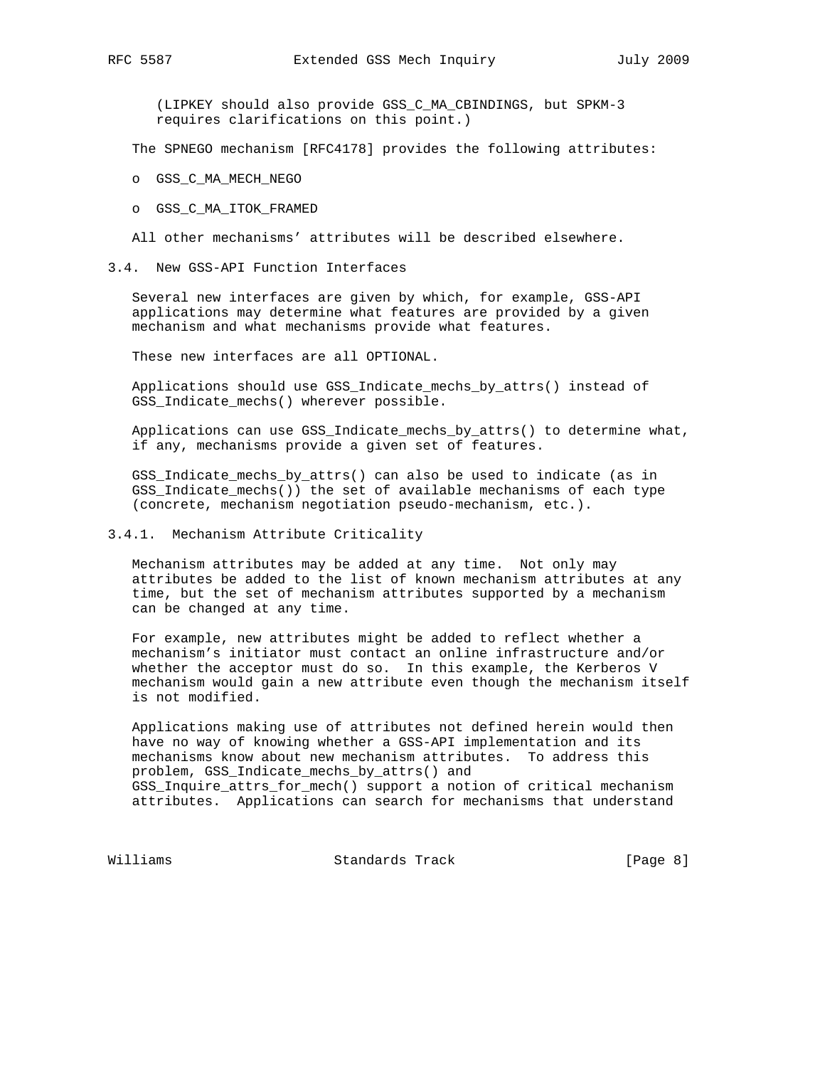(LIPKEY should also provide GSS_C_MA_CBINDINGS, but SPKM-3 requires clarifications on this point.)

The SPNEGO mechanism [RFC4178] provides the following attributes:

- GSS_C_MA_MECH_NEGO
- GSS_C_MA_ITOK_FRAMED

All other mechanisms' attributes will be described elsewhere.

### 3.4. New GSS-API Function Interfaces

Several new interfaces are given by which, for example, GSS-API applications may determine what features are provided by a given mechanism and what mechanisms provide what features.

These new interfaces are all OPTIONAL.

Applications should use GSS_Indicate_mechs_by_attrs() instead of GSS_Indicate_mechs() wherever possible.

Applications can use GSS_Indicate_mechs_by_attrs() to determine what, if any, mechanisms provide a given set of features.

GSS_Indicate_mechs_by_attrs() can also be used to indicate (as in GSS_Indicate_mechs()) the set of available mechanisms of each type (concrete, mechanism negotiation pseudo-mechanism, etc.).

#### 3.4.1. Mechanism Attribute Criticality

Mechanism attributes may be added at any time. Not only may attributes be added to the list of known mechanism attributes at any time, but the set of mechanism attributes supported by a mechanism can be changed at any time.

For example, new attributes might be added to reflect whether a mechanism's initiator must contact an online infrastructure and/or whether the acceptor must do so. In this example, the Kerberos V mechanism would gain a new attribute even though the mechanism itself is not modified.

Applications making use of attributes not defined herein would then have no way of knowing whether a GSS-API implementation and its mechanisms know about new mechanism attributes. To address this problem, GSS_Indicate_mechs_by_attrs() and GSS_Inquire_attrs_for_mech() support a notion of critical mechanism attributes. Applications can search for mechanisms that understand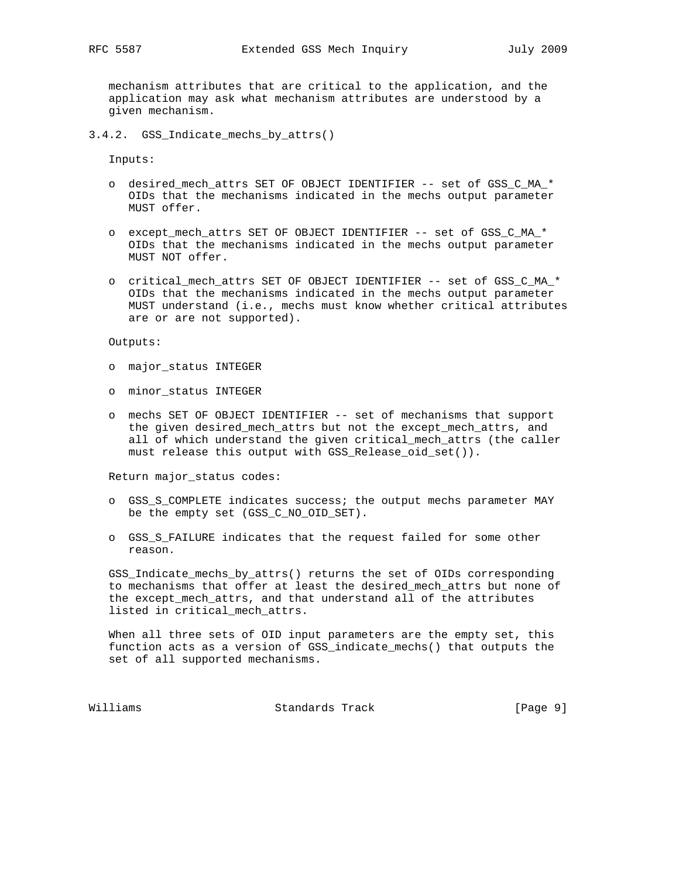mechanism attributes that are critical to the application, and the application may ask what mechanism attributes are understood by a given mechanism.

### 3.4.2. GSS_Indicate_mechs_by_attrs()

Inputs:

- desired_mech_attrs SET OF OBJECT IDENTIFIER -- set of GSS_C_MA_* OIDs that the mechanisms indicated in the mechs output parameter MUST offer.

- except_mech_attrs SET OF OBJECT IDENTIFIER -- set of GSS_C_MA_* OIDs that the mechanisms indicated in the mechs output parameter MUST NOT offer.

- critical_mech_attrs SET OF OBJECT IDENTIFIER -- set of GSS_C_MA_* OIDs that the mechanisms indicated in the mechs output parameter MUST understand (i.e., mechs must know whether critical attributes are or are not supported).

Outputs:

- major_status INTEGER

- minor_status INTEGER

- mechs SET OF OBJECT IDENTIFIER -- set of mechanisms that support the given desired_mech_attrs but not the except_mech_attrs, and all of which understand the given critical_mech_attrs (the caller must release this output with GSS_Release_oid_set()).

Return major_status codes:

- GSS_S_COMPLETE indicates success; the output mechs parameter MAY be the empty set (GSS_C_NO_OID_SET).

- GSS_S_FAILURE indicates that the request failed for some other reason.

GSS_Indicate_mechs_by_attrs() returns the set of OIDs corresponding to mechanisms that offer at least the desired_mech_attrs but none of the except_mech_attrs, and that understand all of the attributes listed in critical_mech_attrs.

When all three sets of OID input parameters are the empty set, this function acts as a version of GSS_indicate_mechs() that outputs the set of all supported mechanisms.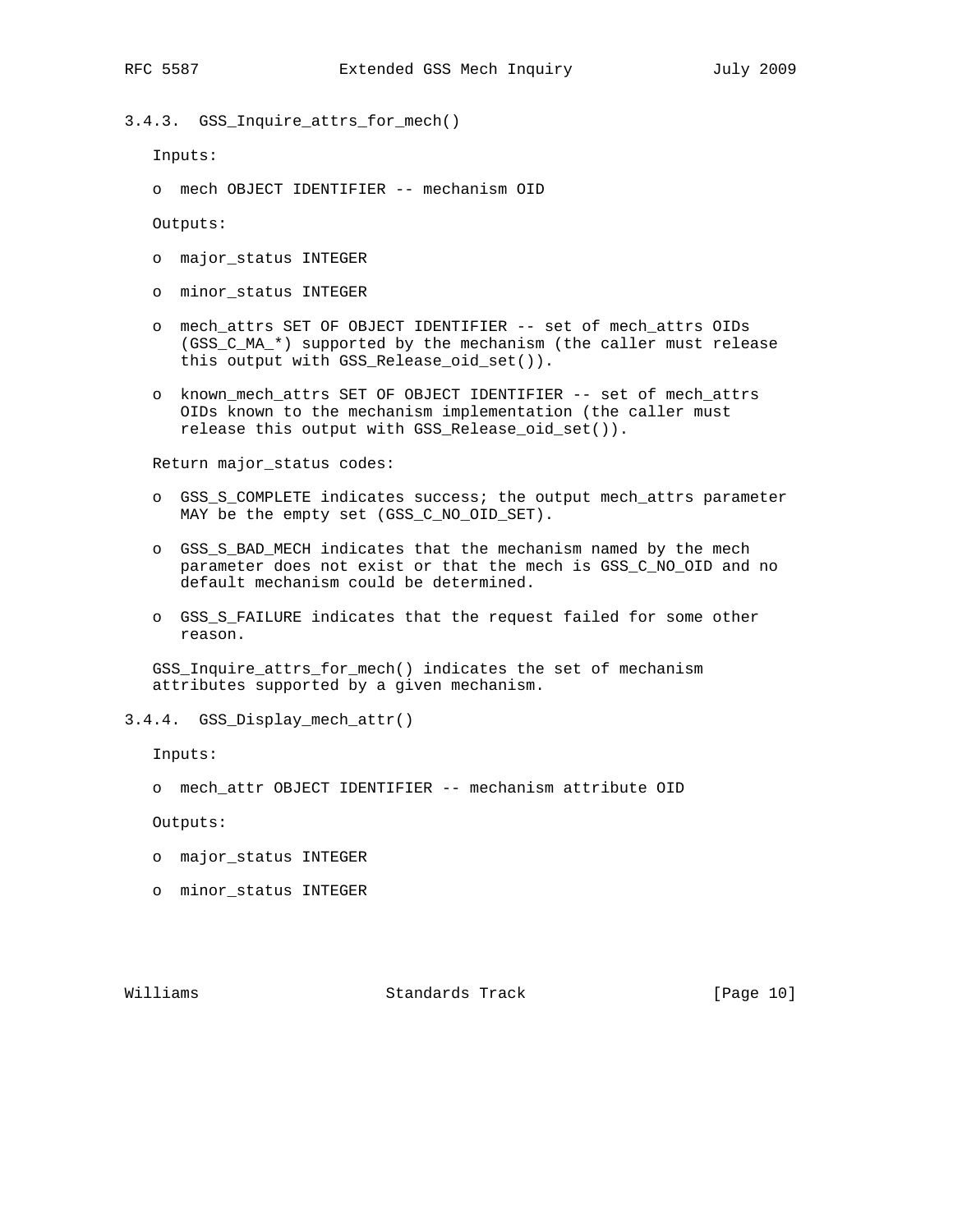### 3.4.3. GSS_Inquire_attrs_for_mech()

Inputs:

- mech OBJECT IDENTIFIER -- mechanism OID

Outputs:

- major_status INTEGER
- minor_status INTEGER
- mech_attrs SET OF OBJECT IDENTIFIER -- set of mech_attrs OIDs (GSS_C_MA_*) supported by the mechanism (the caller must release this output with GSS_Release_oid_set()).
- known_mech_attrs SET OF OBJECT IDENTIFIER -- set of mech_attrs OIDs known to the mechanism implementation (the caller must release this output with GSS_Release_oid_set()).

Return major_status codes:

- GSS_S_COMPLETE indicates success; the output mech_attrs parameter MAY be the empty set (GSS_C_NO_OID_SET).
- GSS_S_BAD_MECH indicates that the mechanism named by the mech parameter does not exist or that the mech is GSS_C_NO_OID and no default mechanism could be determined.
- GSS_S_FAILURE indicates that the request failed for some other reason.

GSS_Inquire_attrs_for_mech() indicates the set of mechanism attributes supported by a given mechanism.

### 3.4.4. GSS_Display_mech_attr()

Inputs:

- mech_attr OBJECT IDENTIFIER -- mechanism attribute OID

Outputs:

- major_status INTEGER
- minor_status INTEGER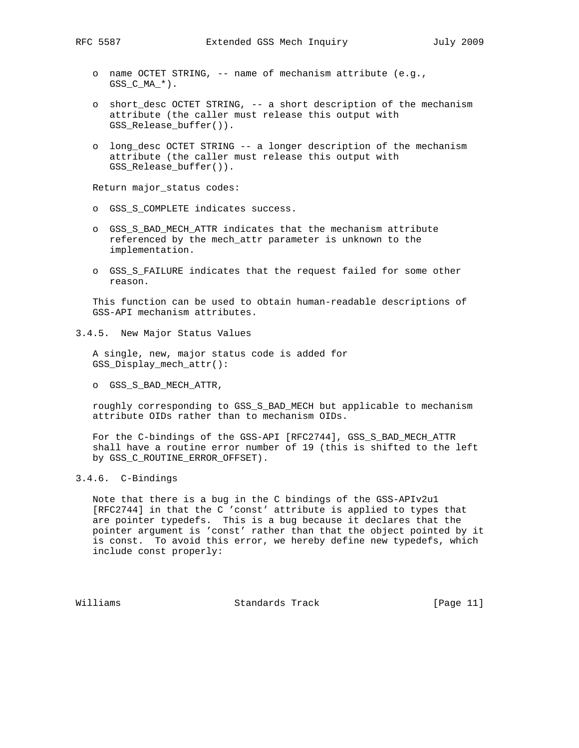- name OCTET STRING, -- name of mechanism attribute (e.g., GSS_C_MA_*).

- short_desc OCTET STRING, -- a short description of the mechanism attribute (the caller must release this output with GSS_Release_buffer()).

- long_desc OCTET STRING -- a longer description of the mechanism attribute (the caller must release this output with GSS_Release_buffer()).

Return major_status codes:

- GSS_S_COMPLETE indicates success.

- GSS_S_BAD_MECH_ATTR indicates that the mechanism attribute referenced by the mech_attr parameter is unknown to the implementation.

- GSS_S_FAILURE indicates that the request failed for some other reason.

This function can be used to obtain human-readable descriptions of GSS-API mechanism attributes.

### 3.4.5. New Major Status Values

A single, new, major status code is added for GSS_Display_mech_attr():

- GSS_S_BAD_MECH_ATTR,

roughly corresponding to GSS_S_BAD_MECH but applicable to mechanism attribute OIDs rather than to mechanism OIDs.

For the C-bindings of the GSS-API [RFC2744], GSS_S_BAD_MECH_ATTR shall have a routine error number of 19 (this is shifted to the left by GSS_C_ROUTINE_ERROR_OFFSET).

### 3.4.6. C-Bindings

Note that there is a bug in the C bindings of the GSS-APIv2u1 [RFC2744] in that the C 'const' attribute is applied to types that are pointer typedefs. This is a bug because it declares that the pointer argument is 'const' rather than that the object pointed by it is const. To avoid this error, we hereby define new typedefs, which include const properly: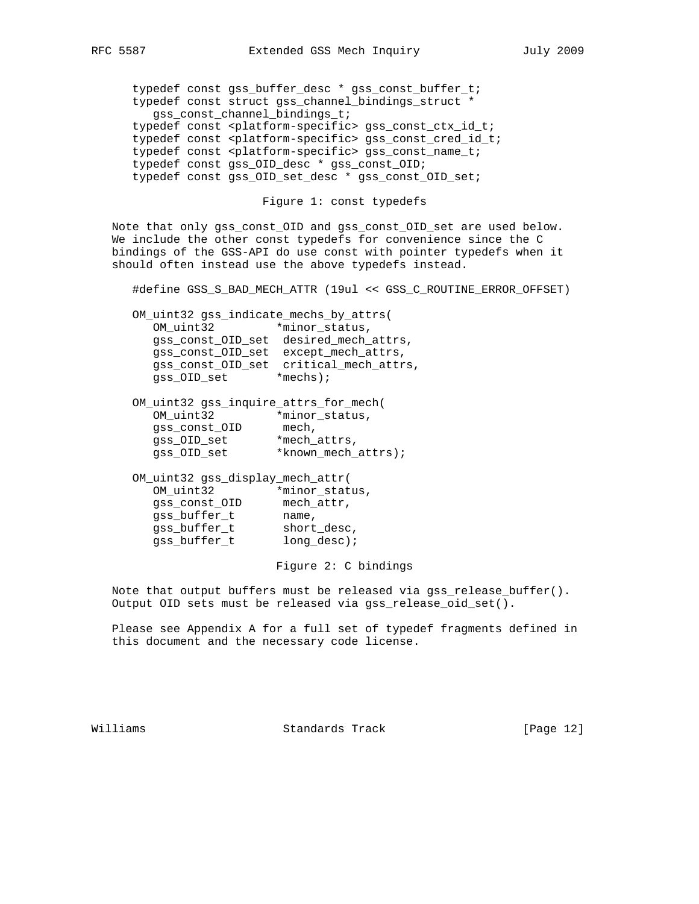```
typedef const gss_buffer_desc * gss_const_buffer_t;
typedef const struct gss_channel_bindings_struct *
   gss_const_channel_bindings_t;
typedef const <platform-specific> gss_const_ctx_id_t;
typedef const <platform-specific> gss_const_cred_id_t;
typedef const <platform-specific> gss_const_name_t;
typedef const gss_OID_desc * gss_const_OID;
typedef const gss_OID_set_desc * gss_const_OID_set;
```

Figure 1: const typedefs

Note that only gss_const_OID and gss_const_OID_set are used below. We include the other const typedefs for convenience since the C bindings of the GSS-API do use const with pointer typedefs when it should often instead use the above typedefs instead.

```
#define GSS_S_BAD_MECH_ATTR (19ul << GSS_C_ROUTINE_ERROR_OFFSET)

OM_uint32 gss_indicate_mechs_by_attrs(
   OM_uint32         *minor_status,
   gss_const_OID_set  desired_mech_attrs,
   gss_const_OID_set  except_mech_attrs,
   gss_const_OID_set  critical_mech_attrs,
   gss_OID_set       *mechs);

OM_uint32 gss_inquire_attrs_for_mech(
   OM_uint32         *minor_status,
   gss_const_OID      mech,
   gss_OID_set       *mech_attrs,
   gss_OID_set       *known_mech_attrs);

OM_uint32 gss_display_mech_attr(
   OM_uint32         *minor_status,
   gss_const_OID      mech_attr,
   gss_buffer_t       name,
   gss_buffer_t       short_desc,
   gss_buffer_t       long_desc);
```

Figure 2: C bindings

Note that output buffers must be released via gss_release_buffer(). Output OID sets must be released via gss_release_oid_set().

Please see Appendix A for a full set of typedef fragments defined in this document and the necessary code license.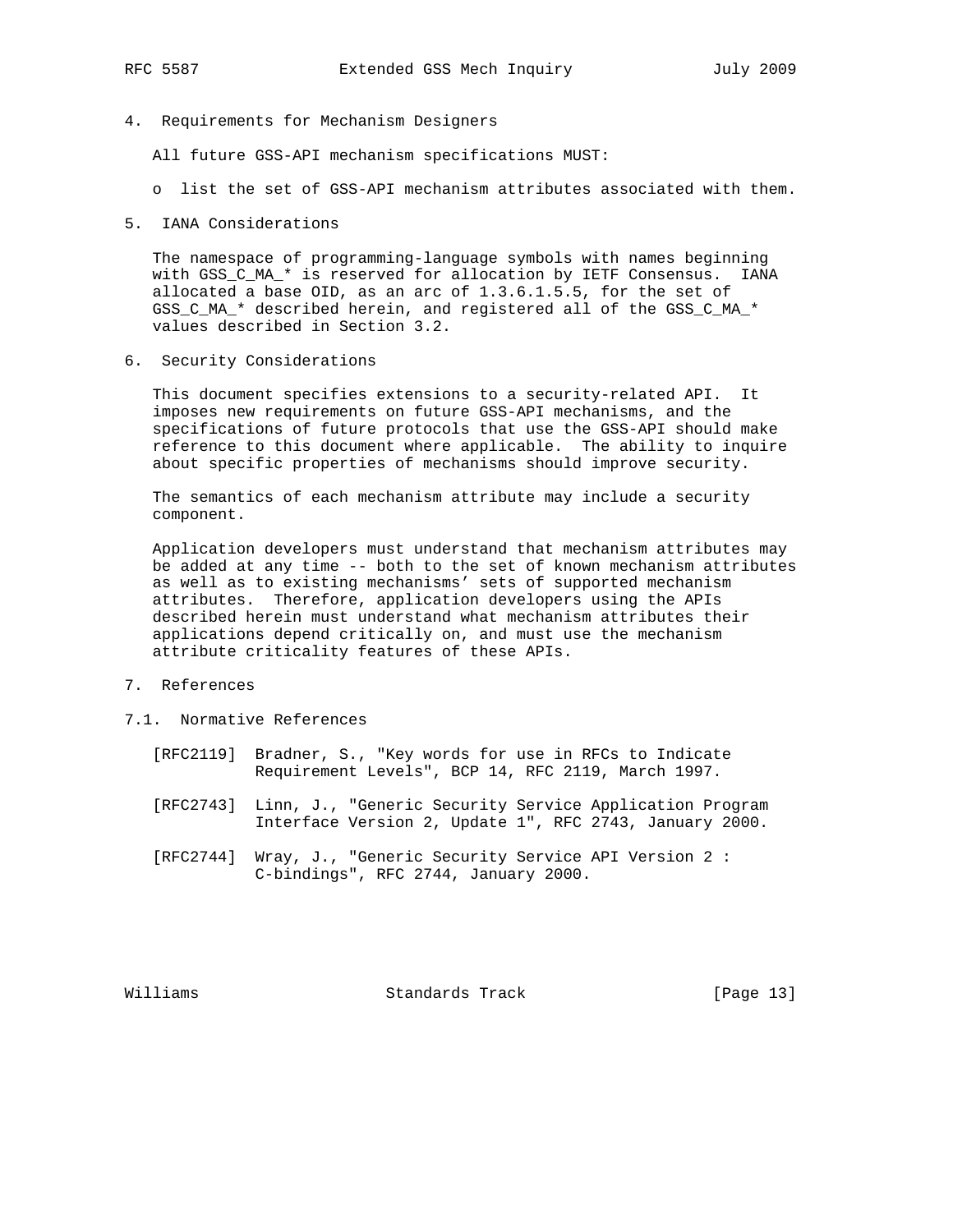## 4. Requirements for Mechanism Designers

All future GSS-API mechanism specifications MUST:

- list the set of GSS-API mechanism attributes associated with them.

## 5. IANA Considerations

The namespace of programming-language symbols with names beginning with GSS_C_MA_* is reserved for allocation by IETF Consensus. IANA allocated a base OID, as an arc of 1.3.6.1.5.5, for the set of GSS_C_MA_* described herein, and registered all of the GSS_C_MA_* values described in Section 3.2.

## 6. Security Considerations

This document specifies extensions to a security-related API. It imposes new requirements on future GSS-API mechanisms, and the specifications of future protocols that use the GSS-API should make reference to this document where applicable. The ability to inquire about specific properties of mechanisms should improve security.

The semantics of each mechanism attribute may include a security component.

Application developers must understand that mechanism attributes may be added at any time -- both to the set of known mechanism attributes as well as to existing mechanisms' sets of supported mechanism attributes. Therefore, application developers using the APIs described herein must understand what mechanism attributes their applications depend critically on, and must use the mechanism attribute criticality features of these APIs.

## 7. References

### 7.1. Normative References

[RFC2119] Bradner, S., "Key words for use in RFCs to Indicate Requirement Levels", BCP 14, RFC 2119, March 1997.

[RFC2743] Linn, J., "Generic Security Service Application Program Interface Version 2, Update 1", RFC 2743, January 2000.

[RFC2744] Wray, J., "Generic Security Service API Version 2 : C-bindings", RFC 2744, January 2000.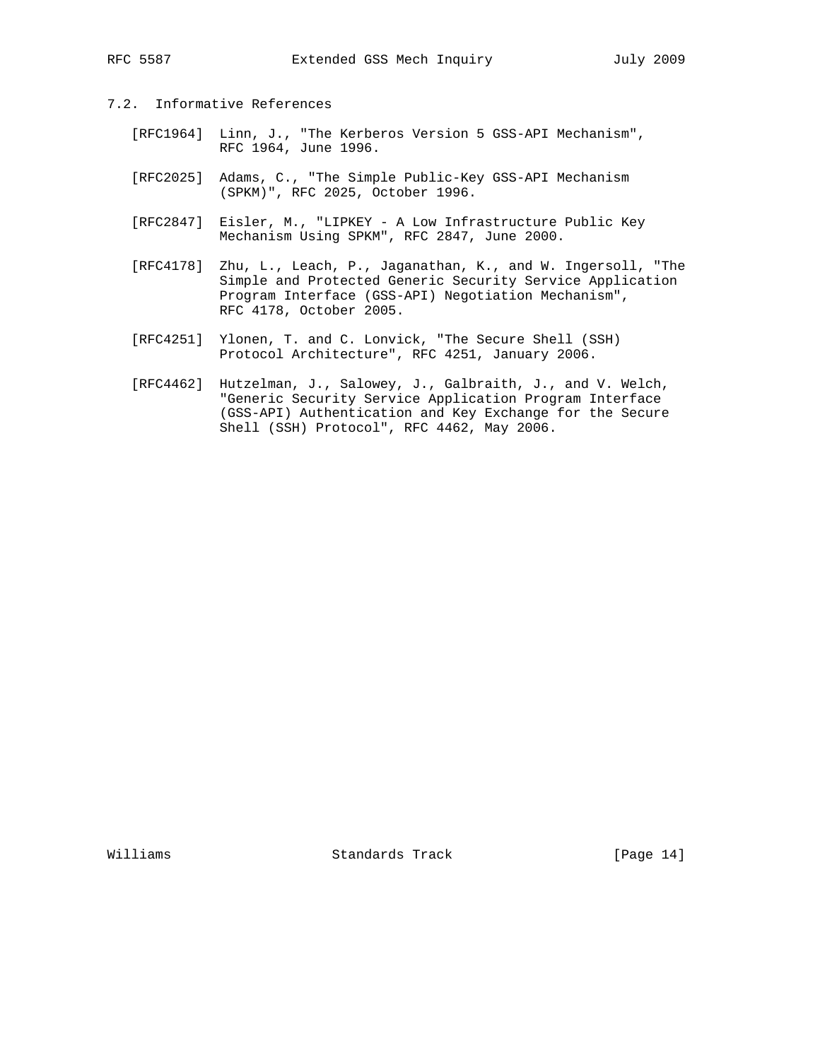### 7.2. Informative References

[RFC1964] Linn, J., "The Kerberos Version 5 GSS-API Mechanism", RFC 1964, June 1996.

[RFC2025] Adams, C., "The Simple Public-Key GSS-API Mechanism (SPKM)", RFC 2025, October 1996.

[RFC2847] Eisler, M., "LIPKEY - A Low Infrastructure Public Key Mechanism Using SPKM", RFC 2847, June 2000.

[RFC4178] Zhu, L., Leach, P., Jaganathan, K., and W. Ingersoll, "The Simple and Protected Generic Security Service Application Program Interface (GSS-API) Negotiation Mechanism", RFC 4178, October 2005.

[RFC4251] Ylonen, T. and C. Lonvick, "The Secure Shell (SSH) Protocol Architecture", RFC 4251, January 2006.

[RFC4462] Hutzelman, J., Salowey, J., Galbraith, J., and V. Welch, "Generic Security Service Application Program Interface (GSS-API) Authentication and Key Exchange for the Secure Shell (SSH) Protocol", RFC 4462, May 2006.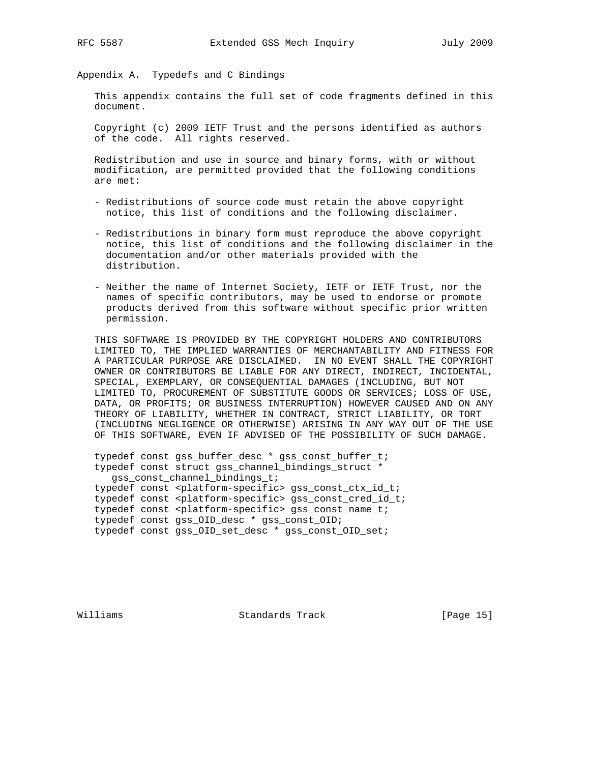## Appendix A. Typedefs and C Bindings

This appendix contains the full set of code fragments defined in this document.

Copyright (c) 2009 IETF Trust and the persons identified as authors of the code. All rights reserved.

Redistribution and use in source and binary forms, with or without modification, are permitted provided that the following conditions are met:

- Redistributions of source code must retain the above copyright notice, this list of conditions and the following disclaimer.
- Redistributions in binary form must reproduce the above copyright notice, this list of conditions and the following disclaimer in the documentation and/or other materials provided with the distribution.
- Neither the name of Internet Society, IETF or IETF Trust, nor the names of specific contributors, may be used to endorse or promote products derived from this software without specific prior written permission.

THIS SOFTWARE IS PROVIDED BY THE COPYRIGHT HOLDERS AND CONTRIBUTORS LIMITED TO, THE IMPLIED WARRANTIES OF MERCHANTABILITY AND FITNESS FOR A PARTICULAR PURPOSE ARE DISCLAIMED. IN NO EVENT SHALL THE COPYRIGHT OWNER OR CONTRIBUTORS BE LIABLE FOR ANY DIRECT, INDIRECT, INCIDENTAL, SPECIAL, EXEMPLARY, OR CONSEQUENTIAL DAMAGES (INCLUDING, BUT NOT LIMITED TO, PROCUREMENT OF SUBSTITUTE GOODS OR SERVICES; LOSS OF USE, DATA, OR PROFITS; OR BUSINESS INTERRUPTION) HOWEVER CAUSED AND ON ANY THEORY OF LIABILITY, WHETHER IN CONTRACT, STRICT LIABILITY, OR TORT (INCLUDING NEGLIGENCE OR OTHERWISE) ARISING IN ANY WAY OUT OF THE USE OF THIS SOFTWARE, EVEN IF ADVISED OF THE POSSIBILITY OF SUCH DAMAGE.

```
typedef const gss_buffer_desc * gss_const_buffer_t;
typedef const struct gss_channel_bindings_struct *
   gss_const_channel_bindings_t;
typedef const <platform-specific> gss_const_ctx_id_t;
typedef const <platform-specific> gss_const_cred_id_t;
typedef const <platform-specific> gss_const_name_t;
typedef const gss_OID_desc * gss_const_OID;
typedef const gss_OID_set_desc * gss_const_OID_set;
```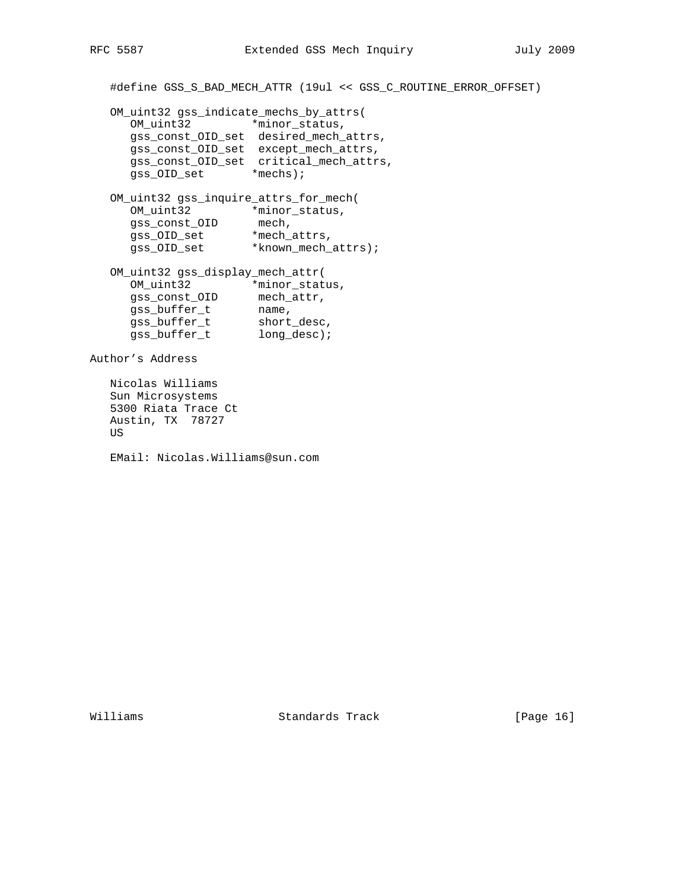```
#define GSS_S_BAD_MECH_ATTR (19ul << GSS_C_ROUTINE_ERROR_OFFSET)

OM_uint32 gss_indicate_mechs_by_attrs(
   OM_uint32         *minor_status,
   gss_const_OID_set  desired_mech_attrs,
   gss_const_OID_set  except_mech_attrs,
   gss_const_OID_set  critical_mech_attrs,
   gss_OID_set       *mechs);

OM_uint32 gss_inquire_attrs_for_mech(
   OM_uint32         *minor_status,
   gss_const_OID      mech,
   gss_OID_set       *mech_attrs,
   gss_OID_set       *known_mech_attrs);

OM_uint32 gss_display_mech_attr(
   OM_uint32         *minor_status,
   gss_const_OID      mech_attr,
   gss_buffer_t       name,
   gss_buffer_t       short_desc,
   gss_buffer_t       long_desc);
```

## Author's Address

Nicolas Williams
Sun Microsystems
5300 Riata Trace Ct
Austin, TX  78727
US

EMail: Nicolas.Williams@sun.com